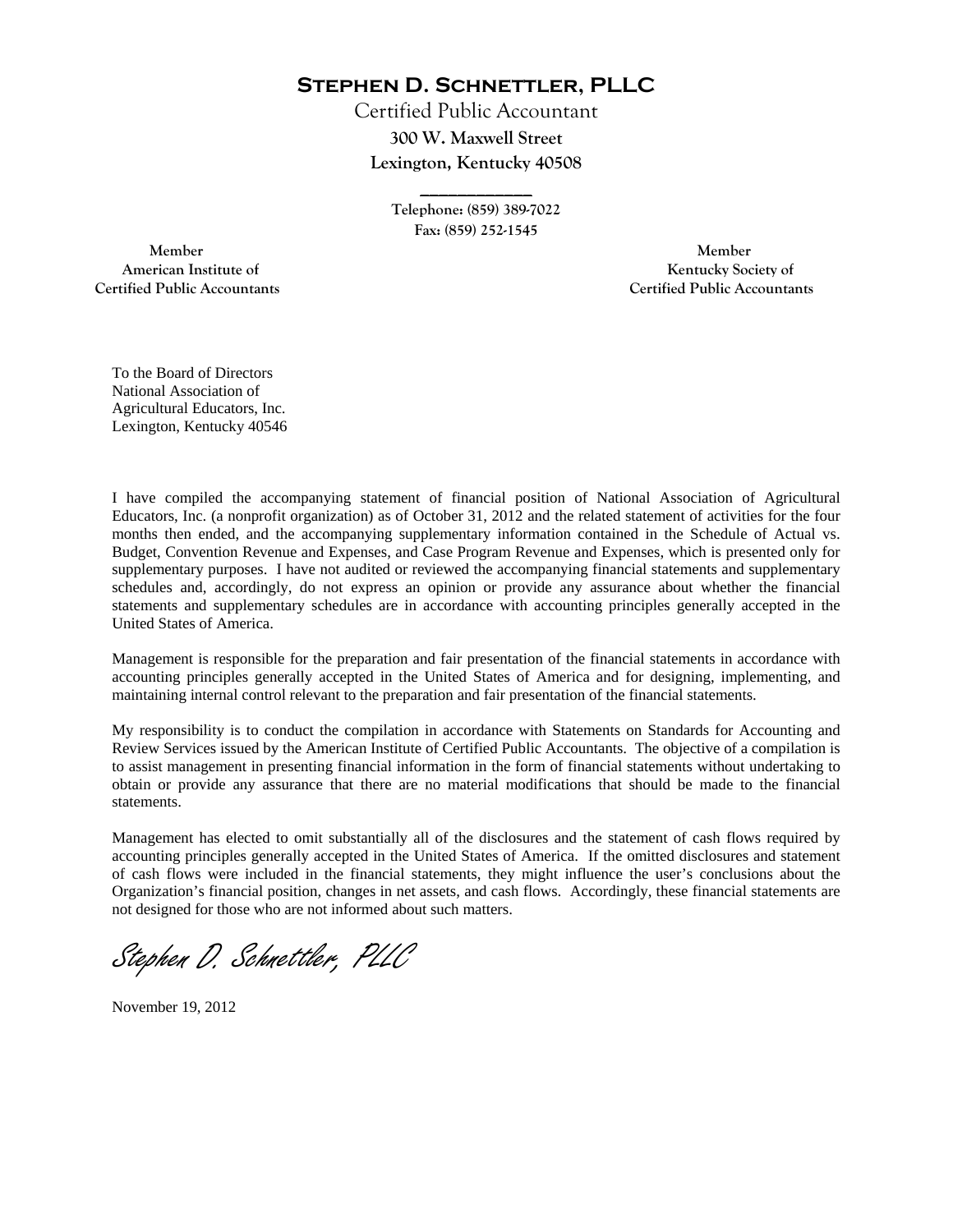# Stephen D. Schnettler, PLLC

Certified Public Accountant

**300 W. Maxwell Street**

**Lexington, Kentucky 40508**

**Telephone: (859) 389-7022**

**Fax: (859) 252-1545**

**Member**
**American Institute of**
**Certified Public Accountants**

**Member**
**Kentucky Society of**
**Certified Public Accountants**

To the Board of Directors
National Association of
Agricultural Educators, Inc.
Lexington, Kentucky 40546

I have compiled the accompanying statement of financial position of National Association of Agricultural Educators, Inc. (a nonprofit organization) as of October 31, 2012 and the related statement of activities for the four months then ended, and the accompanying supplementary information contained in the Schedule of Actual vs. Budget, Convention Revenue and Expenses, and Case Program Revenue and Expenses, which is presented only for supplementary purposes. I have not audited or reviewed the accompanying financial statements and supplementary schedules and, accordingly, do not express an opinion or provide any assurance about whether the financial statements and supplementary schedules are in accordance with accounting principles generally accepted in the United States of America.

Management is responsible for the preparation and fair presentation of the financial statements in accordance with accounting principles generally accepted in the United States of America and for designing, implementing, and maintaining internal control relevant to the preparation and fair presentation of the financial statements.

My responsibility is to conduct the compilation in accordance with Statements on Standards for Accounting and Review Services issued by the American Institute of Certified Public Accountants. The objective of a compilation is to assist management in presenting financial information in the form of financial statements without undertaking to obtain or provide any assurance that there are no material modifications that should be made to the financial statements.

Management has elected to omit substantially all of the disclosures and the statement of cash flows required by accounting principles generally accepted in the United States of America. If the omitted disclosures and statement of cash flows were included in the financial statements, they might influence the user's conclusions about the Organization's financial position, changes in net assets, and cash flows. Accordingly, these financial statements are not designed for those who are not informed about such matters.

*Stephen D. Schnettler, PLLC*

November 19, 2012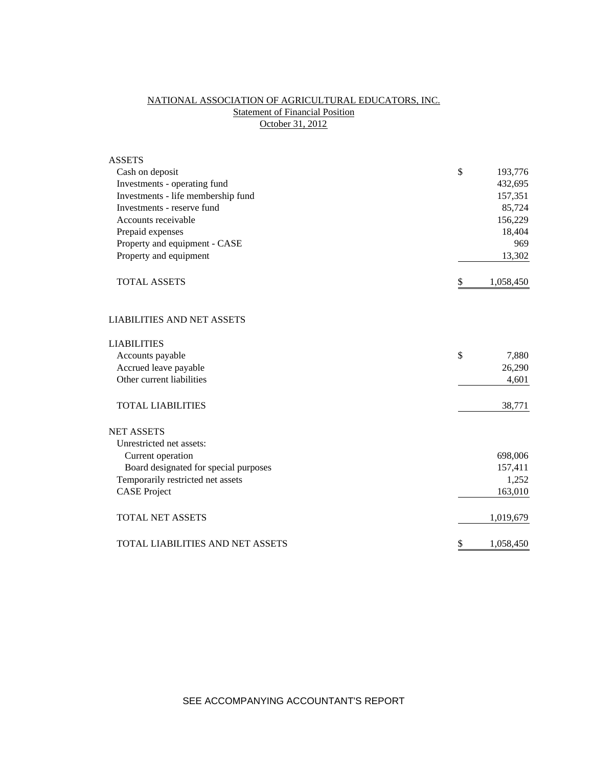# NATIONAL ASSOCIATION OF AGRICULTURAL EDUCATORS, INC.
## Statement of Financial Position
### October 31, 2012

| | |
|---|---|
| **ASSETS** | |
| Cash on deposit | $ 193,776 |
| Investments - operating fund | 432,695 |
| Investments - life membership fund | 157,351 |
| Investments - reserve fund | 85,724 |
| Accounts receivable | 156,229 |
| Prepaid expenses | 18,404 |
| Property and equipment - CASE | 969 |
| Property and equipment | 13,302 |
| TOTAL ASSETS | $ 1,058,450 |
| | |
| **LIABILITIES AND NET ASSETS** | |
| | |
| **LIABILITIES** | |
| Accounts payable | $ 7,880 |
| Accrued leave payable | 26,290 |
| Other current liabilities | 4,601 |
| TOTAL LIABILITIES | 38,771 |
| | |
| **NET ASSETS** | |
| Unrestricted net assets: | |
| Current operation | 698,006 |
| Board designated for special purposes | 157,411 |
| Temporarily restricted net assets | 1,252 |
| CASE Project | 163,010 |
| TOTAL NET ASSETS | 1,019,679 |
| | |
| TOTAL LIABILITIES AND NET ASSETS | $ 1,058,450 |

SEE ACCOMPANYING ACCOUNTANT'S REPORT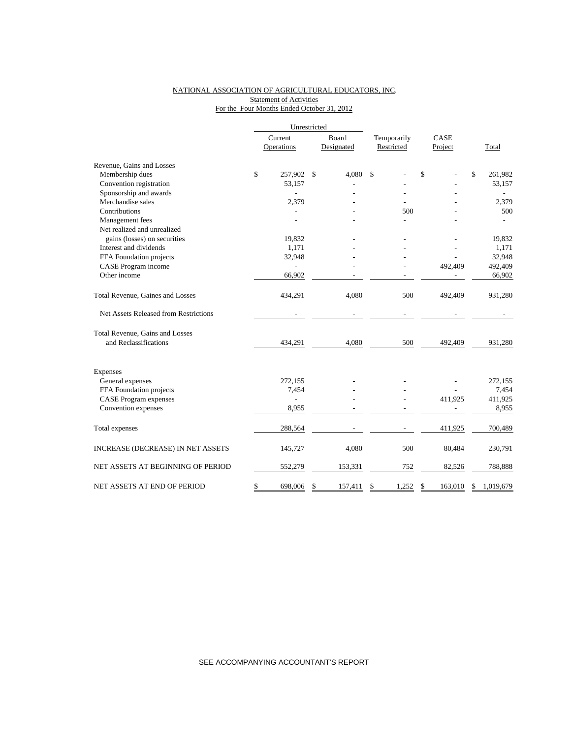NATIONAL ASSOCIATION OF AGRICULTURAL EDUCATORS, INC.
Statement of Activities
For the Four Months Ended October 31, 2012

| | Unrestricted | | | | |
|---|---|---|---|---|---|
| | Current Operations | Board Designated | Temporarily Restricted | CASE Project | Total |
| Revenue, Gains and Losses | | | | | |
| Membership dues | $ 257,902 | $ 4,080 | $ - | $ - | $ 261,982 |
| Convention registration | 53,157 | - | - | - | 53,157 |
| Sponsorship and awards | - | - | - | - | - |
| Merchandise sales | 2,379 | - | - | - | 2,379 |
| Contributions | - | - | 500 | - | 500 |
| Management fees | - | - | - | - | - |
| Net realized and unrealized gains (losses) on securities | 19,832 | - | - | - | 19,832 |
| Interest and dividends | 1,171 | - | - | - | 1,171 |
| FFA Foundation projects | 32,948 | - | - | - | 32,948 |
| CASE Program income | - | - | - | 492,409 | 492,409 |
| Other income | 66,902 | - | - | - | 66,902 |
| Total Revenue, Gaines and Losses | 434,291 | 4,080 | 500 | 492,409 | 931,280 |
| Net Assets Released from Restrictions | - | - | - | - | - |
| Total Revenue, Gains and Losses and Reclassifications | 434,291 | 4,080 | 500 | 492,409 | 931,280 |
| Expenses | | | | | |
| General expenses | 272,155 | - | - | - | 272,155 |
| FFA Foundation projects | 7,454 | - | - | - | 7,454 |
| CASE Program expenses | - | - | - | 411,925 | 411,925 |
| Convention expenses | 8,955 | - | - | - | 8,955 |
| Total expenses | 288,564 | - | - | 411,925 | 700,489 |
| INCREASE (DECREASE) IN NET ASSETS | 145,727 | 4,080 | 500 | 80,484 | 230,791 |
| NET ASSETS AT BEGINNING OF PERIOD | 552,279 | 153,331 | 752 | 82,526 | 788,888 |
| NET ASSETS AT END OF PERIOD | $ 698,006 | $ 157,411 | $ 1,252 | $ 163,010 | $ 1,019,679 |

SEE ACCOMPANYING ACCOUNTANT'S REPORT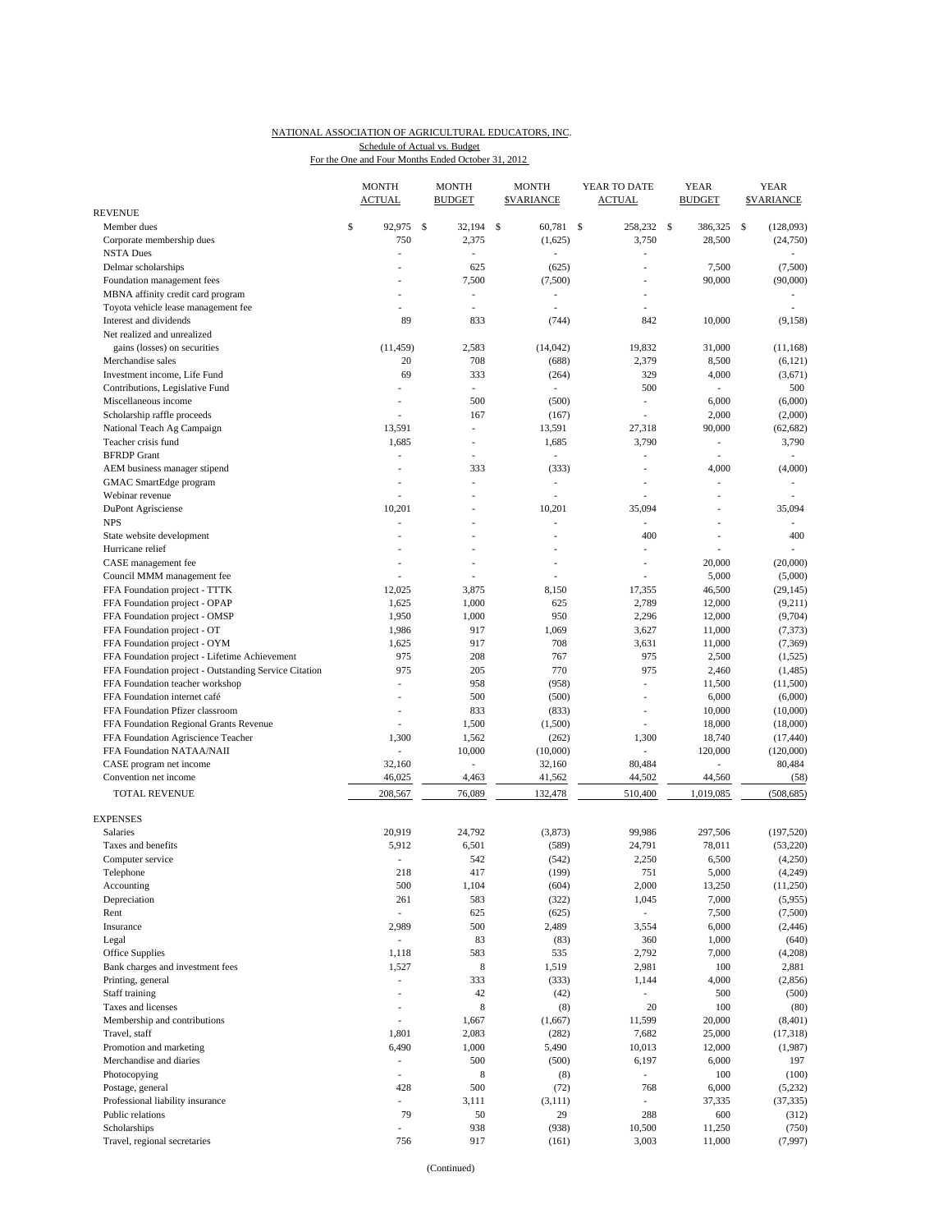NATIONAL ASSOCIATION OF AGRICULTURAL EDUCATORS, INC.

Schedule of Actual vs. Budget

For the One and Four Months Ended October 31, 2012

| | MONTH ACTUAL | MONTH BUDGET | MONTH $VARIANCE | YEAR TO DATE ACTUAL | YEAR BUDGET | YEAR $VARIANCE |
|---|---|---|---|---|---|---|
| REVENUE | | | | | | |
| Member dues | $ 92,975 | $ 32,194 | $ 60,781 | $ 258,232 | $ 386,325 | $ (128,093) |
| Corporate membership dues | 750 | 2,375 | (1,625) | 3,750 | 28,500 | (24,750) |
| NSTA Dues | - | - | - | - | | - |
| Delmar scholarships | - | 625 | (625) | - | 7,500 | (7,500) |
| Foundation management fees | - | 7,500 | (7,500) | - | 90,000 | (90,000) |
| MBNA affinity credit card program | - | - | - | - | | - |
| Toyota vehicle lease management fee | - | - | - | - | | - |
| Interest and dividends | 89 | 833 | (744) | 842 | 10,000 | (9,158) |
| Net realized and unrealized gains (losses) on securities | (11,459) | 2,583 | (14,042) | 19,832 | 31,000 | (11,168) |
| Merchandise sales | 20 | 708 | (688) | 2,379 | 8,500 | (6,121) |
| Investment income, Life Fund | 69 | 333 | (264) | 329 | 4,000 | (3,671) |
| Contributions, Legislative Fund | - | - | - | 500 | - | 500 |
| Miscellaneous income | - | 500 | (500) | - | 6,000 | (6,000) |
| Scholarship raffle proceeds | - | 167 | (167) | - | 2,000 | (2,000) |
| National Teach Ag Campaign | 13,591 | - | 13,591 | 27,318 | 90,000 | (62,682) |
| Teacher crisis fund | 1,685 | - | 1,685 | 3,790 | - | 3,790 |
| BFRDP Grant | - | - | - | - | - | - |
| AEM business manager stipend | - | 333 | (333) | - | 4,000 | (4,000) |
| GMAC SmartEdge program | - | - | - | - | - | - |
| Webinar revenue | - | - | - | - | - | - |
| DuPont Agrisciense | 10,201 | - | 10,201 | 35,094 | - | 35,094 |
| NPS | - | - | - | - | - | - |
| State website development | - | - | - | 400 | - | 400 |
| Hurricane relief | - | - | - | - | - | - |
| CASE management fee | - | - | - | - | 20,000 | (20,000) |
| Council MMM management fee | - | - | - | - | 5,000 | (5,000) |
| FFA Foundation project - TTTK | 12,025 | 3,875 | 8,150 | 17,355 | 46,500 | (29,145) |
| FFA Foundation project - OPAP | 1,625 | 1,000 | 625 | 2,789 | 12,000 | (9,211) |
| FFA Foundation project - OMSP | 1,950 | 1,000 | 950 | 2,296 | 12,000 | (9,704) |
| FFA Foundation project - OT | 1,986 | 917 | 1,069 | 3,627 | 11,000 | (7,373) |
| FFA Foundation project - OYM | 1,625 | 917 | 708 | 3,631 | 11,000 | (7,369) |
| FFA Foundation project - Lifetime Achievement | 975 | 208 | 767 | 975 | 2,500 | (1,525) |
| FFA Foundation project - Outstanding Service Citation | 975 | 205 | 770 | 975 | 2,460 | (1,485) |
| FFA Foundation teacher workshop | - | 958 | (958) | - | 11,500 | (11,500) |
| FFA Foundation internet café | - | 500 | (500) | - | 6,000 | (6,000) |
| FFA Foundation Pfizer classroom | - | 833 | (833) | - | 10,000 | (10,000) |
| FFA Foundation Regional Grants Revenue | - | 1,500 | (1,500) | - | 18,000 | (18,000) |
| FFA Foundation Agriscience Teacher | 1,300 | 1,562 | (262) | 1,300 | 18,740 | (17,440) |
| FFA Foundation NATAA/NAII | - | 10,000 | (10,000) | - | 120,000 | (120,000) |
| CASE program net income | 32,160 | - | 32,160 | 80,484 | - | 80,484 |
| Convention net income | 46,025 | 4,463 | 41,562 | 44,502 | 44,560 | (58) |
| TOTAL REVENUE | 208,567 | 76,089 | 132,478 | 510,400 | 1,019,085 | (508,685) |
| EXPENSES | | | | | | |
| Salaries | 20,919 | 24,792 | (3,873) | 99,986 | 297,506 | (197,520) |
| Taxes and benefits | 5,912 | 6,501 | (589) | 24,791 | 78,011 | (53,220) |
| Computer service | - | 542 | (542) | 2,250 | 6,500 | (4,250) |
| Telephone | 218 | 417 | (199) | 751 | 5,000 | (4,249) |
| Accounting | 500 | 1,104 | (604) | 2,000 | 13,250 | (11,250) |
| Depreciation | 261 | 583 | (322) | 1,045 | 7,000 | (5,955) |
| Rent | - | 625 | (625) | - | 7,500 | (7,500) |
| Insurance | 2,989 | 500 | 2,489 | 3,554 | 6,000 | (2,446) |
| Legal | - | 83 | (83) | 360 | 1,000 | (640) |
| Office Supplies | 1,118 | 583 | 535 | 2,792 | 7,000 | (4,208) |
| Bank charges and investment fees | 1,527 | 8 | 1,519 | 2,981 | 100 | 2,881 |
| Printing, general | - | 333 | (333) | 1,144 | 4,000 | (2,856) |
| Staff training | - | 42 | (42) | - | 500 | (500) |
| Taxes and licenses | - | 8 | (8) | 20 | 100 | (80) |
| Membership and contributions | - | 1,667 | (1,667) | 11,599 | 20,000 | (8,401) |
| Travel, staff | 1,801 | 2,083 | (282) | 7,682 | 25,000 | (17,318) |
| Promotion and marketing | 6,490 | 1,000 | 5,490 | 10,013 | 12,000 | (1,987) |
| Merchandise and diaries | - | 500 | (500) | 6,197 | 6,000 | 197 |
| Photocopying | - | 8 | (8) | - | 100 | (100) |
| Postage, general | 428 | 500 | (72) | 768 | 6,000 | (5,232) |
| Professional liability insurance | - | 3,111 | (3,111) | - | 37,335 | (37,335) |
| Public relations | 79 | 50 | 29 | 288 | 600 | (312) |
| Scholarships | - | 938 | (938) | 10,500 | 11,250 | (750) |
| Travel, regional secretaries | 756 | 917 | (161) | 3,003 | 11,000 | (7,997) |

(Continued)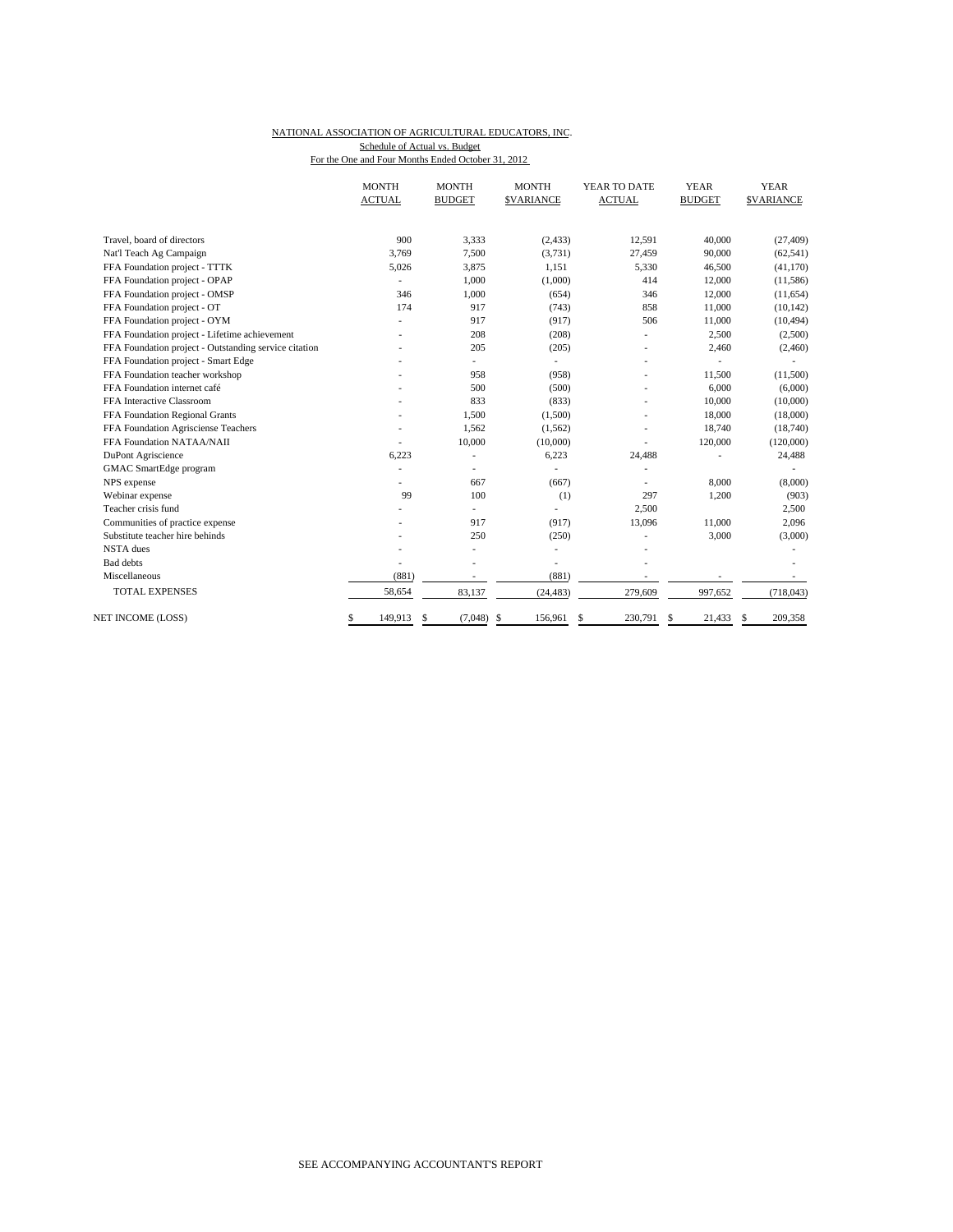NATIONAL ASSOCIATION OF AGRICULTURAL EDUCATORS, INC.
Schedule of Actual vs. Budget
For the One and Four Months Ended October 31, 2012

| | MONTH ACTUAL | MONTH BUDGET | MONTH $VARIANCE | YEAR TO DATE ACTUAL | YEAR BUDGET | YEAR $VARIANCE |
|---|---|---|---|---|---|---|
| Travel, board of directors | 900 | 3,333 | (2,433) | 12,591 | 40,000 | (27,409) |
| Nat'l Teach Ag Campaign | 3,769 | 7,500 | (3,731) | 27,459 | 90,000 | (62,541) |
| FFA Foundation project - TTTK | 5,026 | 3,875 | 1,151 | 5,330 | 46,500 | (41,170) |
| FFA Foundation project - OPAP | - | 1,000 | (1,000) | 414 | 12,000 | (11,586) |
| FFA Foundation project - OMSP | 346 | 1,000 | (654) | 346 | 12,000 | (11,654) |
| FFA Foundation project - OT | 174 | 917 | (743) | 858 | 11,000 | (10,142) |
| FFA Foundation project - OYM | - | 917 | (917) | 506 | 11,000 | (10,494) |
| FFA Foundation project - Lifetime achievement | - | 208 | (208) | - | 2,500 | (2,500) |
| FFA Foundation project - Outstanding service citation | - | 205 | (205) | - | 2,460 | (2,460) |
| FFA Foundation project - Smart Edge | - | - | - | - | - | - |
| FFA Foundation teacher workshop | - | 958 | (958) | - | 11,500 | (11,500) |
| FFA Foundation internet café | - | 500 | (500) | - | 6,000 | (6,000) |
| FFA Interactive Classroom | - | 833 | (833) | - | 10,000 | (10,000) |
| FFA Foundation Regional Grants | - | 1,500 | (1,500) | - | 18,000 | (18,000) |
| FFA Foundation Agrisciense Teachers | - | 1,562 | (1,562) | - | 18,740 | (18,740) |
| FFA Foundation NATAA/NAII | - | 10,000 | (10,000) | - | 120,000 | (120,000) |
| DuPont Agriscience | 6,223 | - | 6,223 | 24,488 | - | 24,488 |
| GMAC SmartEdge program | - | - | - | - | | - |
| NPS expense | - | 667 | (667) | - | 8,000 | (8,000) |
| Webinar expense | 99 | 100 | (1) | 297 | 1,200 | (903) |
| Teacher crisis fund | - | - | - | 2,500 | | 2,500 |
| Communities of practice expense | - | 917 | (917) | 13,096 | 11,000 | 2,096 |
| Substitute teacher hire behinds | - | 250 | (250) | - | 3,000 | (3,000) |
| NSTA dues | - | - | - | - | | - |
| Bad debts | - | - | - | - | | - |
| Miscellaneous | (881) | - | (881) | - | - | - |
| TOTAL EXPENSES | 58,654 | 83,137 | (24,483) | 279,609 | 997,652 | (718,043) |
| NET INCOME (LOSS) | $ 149,913 | $ (7,048) | $ 156,961 | $ 230,791 | $ 21,433 | $ 209,358 |

SEE ACCOMPANYING ACCOUNTANT'S REPORT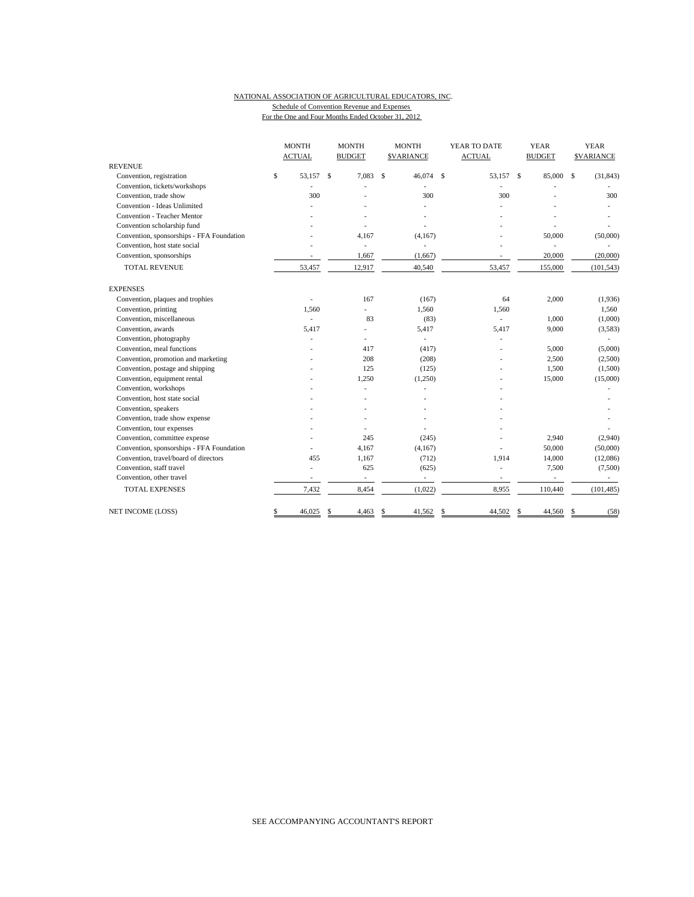NATIONAL ASSOCIATION OF AGRICULTURAL EDUCATORS, INC.

Schedule of Convention Revenue and Expenses

For the One and Four Months Ended October 31, 2012

| | MONTH ACTUAL | MONTH BUDGET | MONTH $VARIANCE | YEAR TO DATE ACTUAL | YEAR BUDGET | YEAR $VARIANCE |
|---|---|---|---|---|---|---|
| REVENUE | | | | | | |
| Convention, registration | $ 53,157 | $ 7,083 | $ 46,074 | $ 53,157 | $ 85,000 | $ (31,843) |
| Convention, tickets/workshops | - | - | - | - | - | - |
| Convention, trade show | 300 | - | 300 | 300 | - | 300 |
| Convention - Ideas Unlimited | - | - | - | - | - | - |
| Convention - Teacher Mentor | - | - | - | - | - | - |
| Convention scholarship fund | - | - | - | - | - | - |
| Convention, sponsorships - FFA Foundation | - | 4,167 | (4,167) | - | 50,000 | (50,000) |
| Convention, host state social | - | - | - | - | - | - |
| Convention, sponsorships | - | 1,667 | (1,667) | - | 20,000 | (20,000) |
| TOTAL REVENUE | 53,457 | 12,917 | 40,540 | 53,457 | 155,000 | (101,543) |
| EXPENSES | | | | | | |
| Convention, plaques and trophies | - | 167 | (167) | 64 | 2,000 | (1,936) |
| Convention, printing | 1,560 | - | 1,560 | 1,560 | | 1,560 |
| Convention, miscellaneous | - | 83 | (83) | - | 1,000 | (1,000) |
| Convention, awards | 5,417 | - | 5,417 | 5,417 | 9,000 | (3,583) |
| Convention, photography | - | - | - | - | | - |
| Convention, meal functions | - | 417 | (417) | - | 5,000 | (5,000) |
| Convention, promotion and marketing | - | 208 | (208) | - | 2,500 | (2,500) |
| Convention, postage and shipping | - | 125 | (125) | - | 1,500 | (1,500) |
| Convention, equipment rental | - | 1,250 | (1,250) | - | 15,000 | (15,000) |
| Convention, workshops | - | - | - | - | | - |
| Convention, host state social | - | - | - | - | | - |
| Convention, speakers | - | - | - | - | | - |
| Convention, trade show expense | - | - | - | - | | - |
| Convention, tour expenses | - | - | - | - | | - |
| Convention, committee expense | - | 245 | (245) | - | 2,940 | (2,940) |
| Convention, sponsorships - FFA Foundation | - | 4,167 | (4,167) | - | 50,000 | (50,000) |
| Convention, travel/board of directors | 455 | 1,167 | (712) | 1,914 | 14,000 | (12,086) |
| Convention, staff travel | - | 625 | (625) | - | 7,500 | (7,500) |
| Convention, other travel | - | - | - | - | - | - |
| TOTAL EXPENSES | 7,432 | 8,454 | (1,022) | 8,955 | 110,440 | (101,485) |
| NET INCOME (LOSS) | $ 46,025 | $ 4,463 | $ 41,562 | $ 44,502 | $ 44,560 | $ (58) |

SEE ACCOMPANYING ACCOUNTANT'S REPORT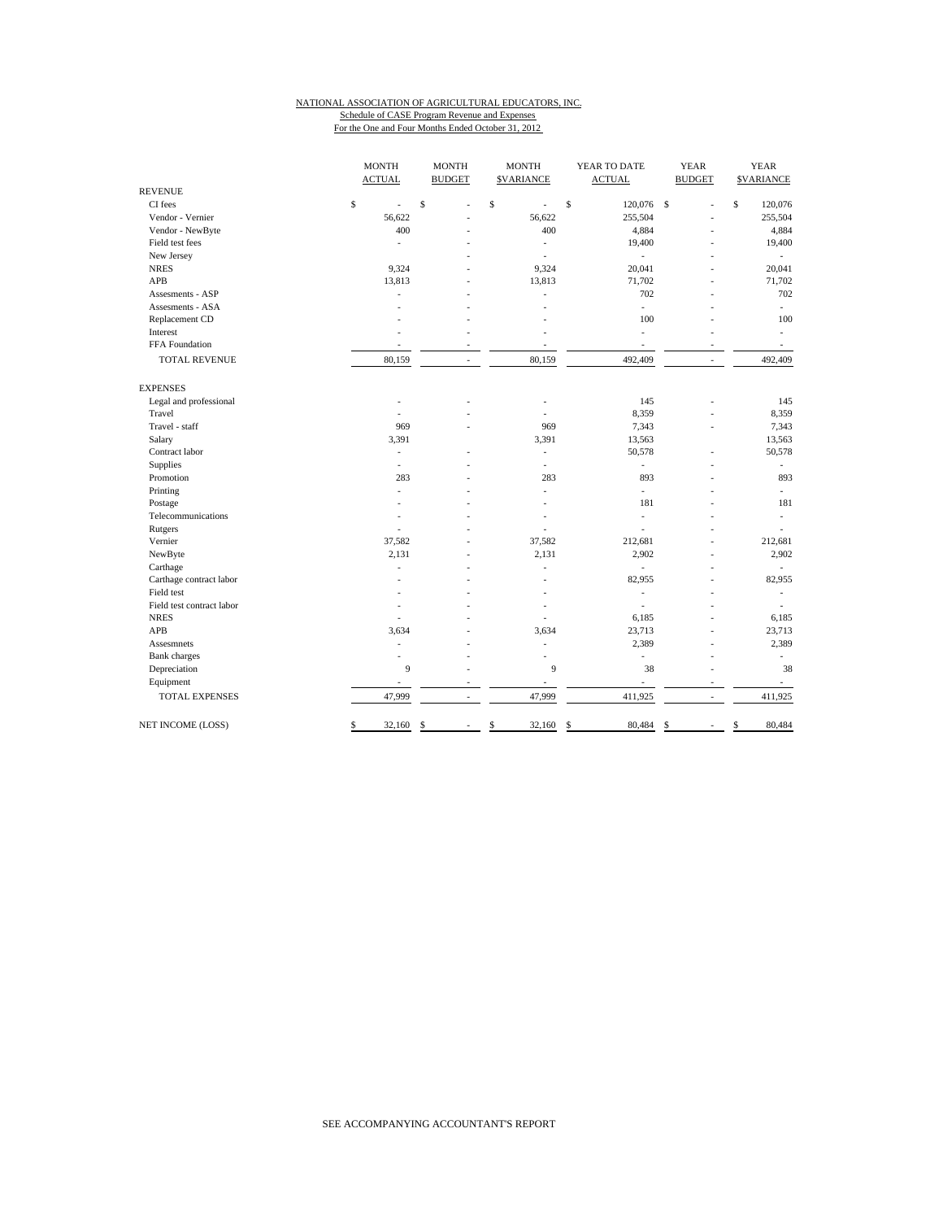NATIONAL ASSOCIATION OF AGRICULTURAL EDUCATORS, INC.
Schedule of CASE Program Revenue and Expenses
For the One and Four Months Ended October 31, 2012

| | MONTH ACTUAL | MONTH BUDGET | MONTH $VARIANCE | YEAR TO DATE ACTUAL | YEAR BUDGET | YEAR $VARIANCE |
|---|---|---|---|---|---|---|
| REVENUE | | | | | | |
| CI fees | $ - | $ - | $ - | $ 120,076 | $ - | $ 120,076 |
| Vendor - Vernier | 56,622 | - | 56,622 | 255,504 | - | 255,504 |
| Vendor - NewByte | 400 | - | 400 | 4,884 | - | 4,884 |
| Field test fees | - | - | - | 19,400 | - | 19,400 |
| New Jersey | | - | - | - | - | - |
| NRES | 9,324 | - | 9,324 | 20,041 | - | 20,041 |
| APB | 13,813 | - | 13,813 | 71,702 | - | 71,702 |
| Assesments - ASP | - | - | - | 702 | - | 702 |
| Assesments - ASA | - | - | - | - | - | - |
| Replacement CD | - | - | - | 100 | - | 100 |
| Interest | - | - | - | - | - | - |
| FFA Foundation | - | - | - | - | - | - |
| TOTAL REVENUE | 80,159 | - | 80,159 | 492,409 | - | 492,409 |
| EXPENSES | | | | | | |
| Legal and professional | - | - | - | 145 | - | 145 |
| Travel | - | - | - | 8,359 | - | 8,359 |
| Travel - staff | 969 | - | 969 | 7,343 | - | 7,343 |
| Salary | 3,391 | | 3,391 | 13,563 | | 13,563 |
| Contract labor | - | - | - | 50,578 | - | 50,578 |
| Supplies | - | - | - | - | - | - |
| Promotion | 283 | - | 283 | 893 | - | 893 |
| Printing | - | - | - | - | - | - |
| Postage | - | - | - | 181 | - | 181 |
| Telecommunications | - | - | - | - | - | - |
| Rutgers | - | - | - | - | - | - |
| Vernier | 37,582 | - | 37,582 | 212,681 | - | 212,681 |
| NewByte | 2,131 | - | 2,131 | 2,902 | - | 2,902 |
| Carthage | - | - | - | - | - | - |
| Carthage contract labor | - | - | - | 82,955 | - | 82,955 |
| Field test | - | - | - | - | - | - |
| Field test contract labor | - | - | - | - | - | - |
| NRES | - | - | - | 6,185 | - | 6,185 |
| APB | 3,634 | - | 3,634 | 23,713 | - | 23,713 |
| Assesmnets | - | - | - | 2,389 | - | 2,389 |
| Bank charges | - | - | - | - | - | - |
| Depreciation | 9 | - | 9 | 38 | - | 38 |
| Equipment | - | - | - | - | - | - |
| TOTAL EXPENSES | 47,999 | - | 47,999 | 411,925 | - | 411,925 |
| NET INCOME (LOSS) | $ 32,160 | $ - | $ 32,160 | $ 80,484 | $ - | $ 80,484 |

SEE ACCOMPANYING ACCOUNTANT'S REPORT